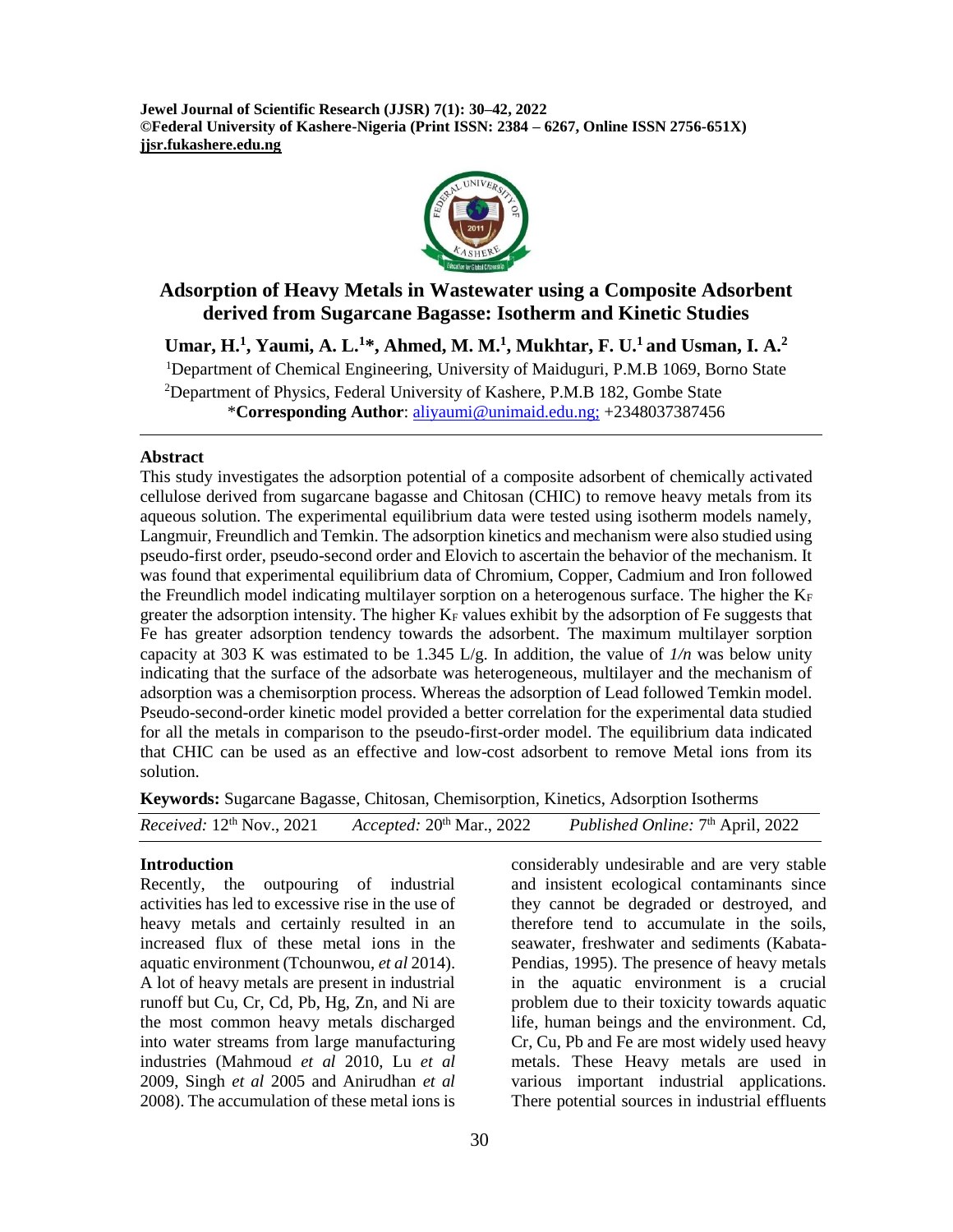# Adsorption of Heavy Metals in Wastewater using a Composite Adsorbent derived from Sugarcane Bagasse: Isotherm and Kinetic Studies

**Umar, H.[1], Yaumi, A. L.[1]*, Ahmed, M. M.[1], Mukhtar, F. U.[1] and Usman, I. A.[2]**

[1]Department of Chemical Engineering, University of Maiduguri, P.M.B 1069, Borno State

[2]Department of Physics, Federal University of Kashere, P.M.B 182, Gombe State

***Corresponding Author**: aliyaumi@unimaid.edu.ng; +2348037387456

## Abstract

This study investigates the adsorption potential of a composite adsorbent of chemically activated cellulose derived from sugarcane bagasse and Chitosan (CHIC) to remove heavy metals from its aqueous solution. The experimental equilibrium data were tested using isotherm models namely, Langmuir, Freundlich and Temkin. The adsorption kinetics and mechanism were also studied using pseudo-first order, pseudo-second order and Elovich to ascertain the behavior of the mechanism. It was found that experimental equilibrium data of Chromium, Copper, Cadmium and Iron followed the Freundlich model indicating multilayer sorption on a heterogenous surface. The higher the $K_F$ greater the adsorption intensity. The higher $K_F$ values exhibit by the adsorption of Fe suggests that Fe has greater adsorption tendency towards the adsorbent. The maximum multilayer sorption capacity at 303 K was estimated to be 1.345 L/g. In addition, the value of $1/n$ was below unity indicating that the surface of the adsorbate was heterogeneous, multilayer and the mechanism of adsorption was a chemisorption process. Whereas the adsorption of Lead followed Temkin model. Pseudo-second-order kinetic model provided a better correlation for the experimental data studied for all the metals in comparison to the pseudo-first-order model. The equilibrium data indicated that CHIC can be used as an effective and low-cost adsorbent to remove Metal ions from its solution.

**Keywords:** Sugarcane Bagasse, Chitosan, Chemisorption, Kinetics, Adsorption Isotherms

*Received:* 12th Nov., 2021 *Accepted:* 20th Mar., 2022 *Published Online:* 7th April, 2022

## Introduction

Recently, the outpouring of industrial activities has led to excessive rise in the use of heavy metals and certainly resulted in an increased flux of these metal ions in the aquatic environment (Tchounwou, *et al* 2014). A lot of heavy metals are present in industrial runoff but Cu, Cr, Cd, Pb, Hg, Zn, and Ni are the most common heavy metals discharged into water streams from large manufacturing industries (Mahmoud *et al* 2010, Lu *et al* 2009, Singh *et al* 2005 and Anirudhan *et al* 2008). The accumulation of these metal ions is considerably undesirable and are very stable and insistent ecological contaminants since they cannot be degraded or destroyed, and therefore tend to accumulate in the soils, seawater, freshwater and sediments (Kabata-Pendias, 1995). The presence of heavy metals in the aquatic environment is a crucial problem due to their toxicity towards aquatic life, human beings and the environment. Cd, Cr, Cu, Pb and Fe are most widely used heavy metals. These Heavy metals are used in various important industrial applications. There potential sources in industrial effluents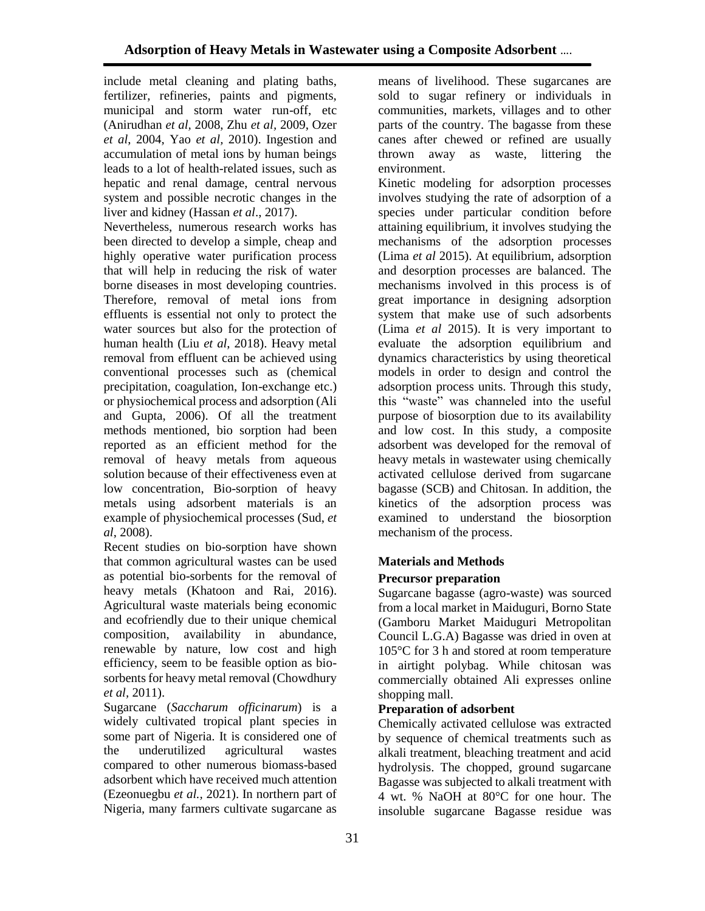include metal cleaning and plating baths, fertilizer, refineries, paints and pigments, municipal and storm water run-off, etc (Anirudhan *et al*, 2008, Zhu *et al*, 2009, Ozer *et al*, 2004, Yao *et al*, 2010). Ingestion and accumulation of metal ions by human beings leads to a lot of health-related issues, such as hepatic and renal damage, central nervous system and possible necrotic changes in the liver and kidney (Hassan *et al*., 2017).

Nevertheless, numerous research works has been directed to develop a simple, cheap and highly operative water purification process that will help in reducing the risk of water borne diseases in most developing countries. Therefore, removal of metal ions from effluents is essential not only to protect the water sources but also for the protection of human health (Liu *et al*, 2018). Heavy metal removal from effluent can be achieved using conventional processes such as (chemical precipitation, coagulation, Ion-exchange etc.) or physiochemical process and adsorption (Ali and Gupta, 2006). Of all the treatment methods mentioned, bio sorption had been reported as an efficient method for the removal of heavy metals from aqueous solution because of their effectiveness even at low concentration, Bio-sorption of heavy metals using adsorbent materials is an example of physiochemical processes (Sud, *et al*, 2008).

Recent studies on bio-sorption have shown that common agricultural wastes can be used as potential bio-sorbents for the removal of heavy metals (Khatoon and Rai, 2016). Agricultural waste materials being economic and ecofriendly due to their unique chemical composition, availability in abundance, renewable by nature, low cost and high efficiency, seem to be feasible option as bio-sorbents for heavy metal removal (Chowdhury *et al*, 2011).

Sugarcane (*Saccharum officinarum*) is a widely cultivated tropical plant species in some part of Nigeria. It is considered one of the underutilized agricultural wastes compared to other numerous biomass-based adsorbent which have received much attention (Ezeonuegbu *et al.*, 2021). In northern part of Nigeria, many farmers cultivate sugarcane as means of livelihood. These sugarcanes are sold to sugar refinery or individuals in communities, markets, villages and to other parts of the country. The bagasse from these canes after chewed or refined are usually thrown away as waste, littering the environment.

Kinetic modeling for adsorption processes involves studying the rate of adsorption of a species under particular condition before attaining equilibrium, it involves studying the mechanisms of the adsorption processes (Lima *et al* 2015). At equilibrium, adsorption and desorption processes are balanced. The mechanisms involved in this process is of great importance in designing adsorption system that make use of such adsorbents (Lima *et al* 2015). It is very important to evaluate the adsorption equilibrium and dynamics characteristics by using theoretical models in order to design and control the adsorption process units. Through this study, this "waste" was channeled into the useful purpose of biosorption due to its availability and low cost. In this study, a composite adsorbent was developed for the removal of heavy metals in wastewater using chemically activated cellulose derived from sugarcane bagasse (SCB) and Chitosan. In addition, the kinetics of the adsorption process was examined to understand the biosorption mechanism of the process.

## Materials and Methods

### Precursor preparation

Sugarcane bagasse (agro-waste) was sourced from a local market in Maiduguri, Borno State (Gamboru Market Maiduguri Metropolitan Council L.G.A) Bagasse was dried in oven at 105°C for 3 h and stored at room temperature in airtight polybag. While chitosan was commercially obtained Ali expresses online shopping mall.

### Preparation of adsorbent

Chemically activated cellulose was extracted by sequence of chemical treatments such as alkali treatment, bleaching treatment and acid hydrolysis. The chopped, ground sugarcane Bagasse was subjected to alkali treatment with 4 wt. % NaOH at 80°C for one hour. The insoluble sugarcane Bagasse residue was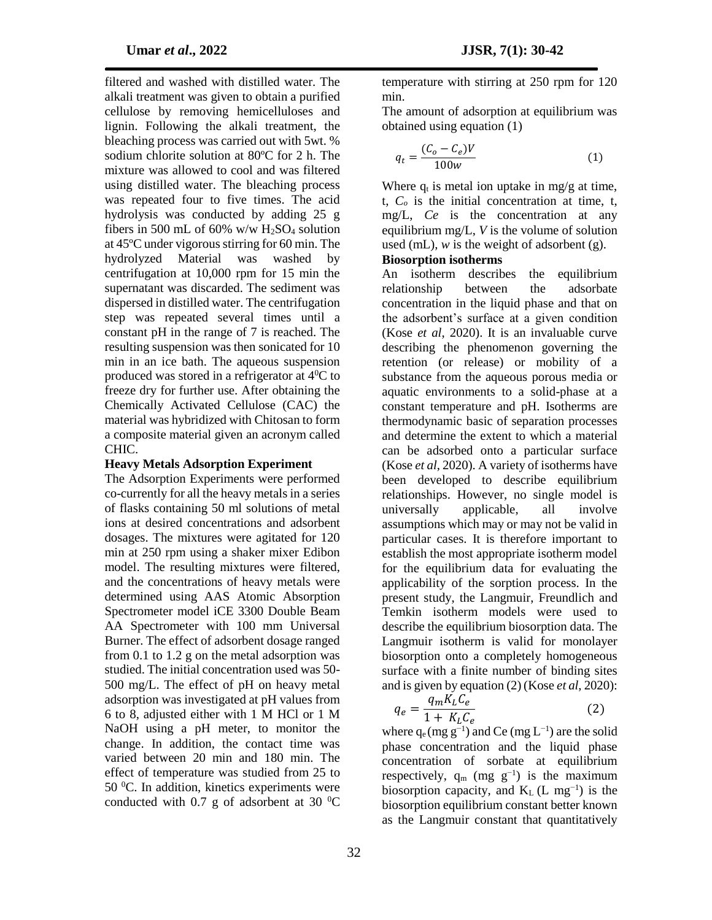filtered and washed with distilled water. The alkali treatment was given to obtain a purified cellulose by removing hemicelluloses and lignin. Following the alkali treatment, the bleaching process was carried out with 5wt. % sodium chlorite solution at 80ºC for 2 h. The mixture was allowed to cool and was filtered using distilled water. The bleaching process was repeated four to five times. The acid hydrolysis was conducted by adding 25 g fibers in 500 mL of 60% w/w $H_2SO_4$ solution at 45ºC under vigorous stirring for 60 min. The hydrolyzed Material was washed by centrifugation at 10,000 rpm for 15 min the supernatant was discarded. The sediment was dispersed in distilled water. The centrifugation step was repeated several times until a constant pH in the range of 7 is reached. The resulting suspension was then sonicated for 10 min in an ice bath. The aqueous suspension produced was stored in a refrigerator at $4^0$C to freeze dry for further use. After obtaining the Chemically Activated Cellulose (CAC) the material was hybridized with Chitosan to form a composite material given an acronym called CHIC.

**Heavy Metals Adsorption Experiment**

The Adsorption Experiments were performed co-currently for all the heavy metals in a series of flasks containing 50 ml solutions of metal ions at desired concentrations and adsorbent dosages. The mixtures were agitated for 120 min at 250 rpm using a shaker mixer Edibon model. The resulting mixtures were filtered, and the concentrations of heavy metals were determined using AAS Atomic Absorption Spectrometer model iCE 3300 Double Beam AA Spectrometer with 100 mm Universal Burner. The effect of adsorbent dosage ranged from 0.1 to 1.2 g on the metal adsorption was studied. The initial concentration used was 50-500 mg/L. The effect of pH on heavy metal adsorption was investigated at pH values from 6 to 8, adjusted either with 1 M HCl or 1 M NaOH using a pH meter, to monitor the change. In addition, the contact time was varied between 20 min and 180 min. The effect of temperature was studied from 25 to 50 $^0$C. In addition, kinetics experiments were conducted with 0.7 g of adsorbent at 30 $^0$C temperature with stirring at 250 rpm for 120 min.

The amount of adsorption at equilibrium was obtained using equation (1)

$$q_t = \frac{(C_o - C_e)V}{100w} \quad (1)$$

Where $q_t$ is metal ion uptake in mg/g at time, t, $C_o$ is the initial concentration at time, t, mg/L, $Ce$ is the concentration at any equilibrium mg/L, $V$ is the volume of solution used (mL), $w$ is the weight of adsorbent (g).

**Biosorption isotherms**

An isotherm describes the equilibrium relationship between the adsorbate concentration in the liquid phase and that on the adsorbent's surface at a given condition (Kose *et al*, 2020). It is an invaluable curve describing the phenomenon governing the retention (or release) or mobility of a substance from the aqueous porous media or aquatic environments to a solid-phase at a constant temperature and pH. Isotherms are thermodynamic basic of separation processes and determine the extent to which a material can be adsorbed onto a particular surface (Kose *et al*, 2020). A variety of isotherms have been developed to describe equilibrium relationships. However, no single model is universally applicable, all involve assumptions which may or may not be valid in particular cases. It is therefore important to establish the most appropriate isotherm model for the equilibrium data for evaluating the applicability of the sorption process. In the present study, the Langmuir, Freundlich and Temkin isotherm models were used to describe the equilibrium biosorption data. The Langmuir isotherm is valid for monolayer biosorption onto a completely homogeneous surface with a finite number of binding sites and is given by equation (2) (Kose *et al*, 2020):

$$q_e = \frac{q_m K_L C_e}{1 + K_L C_e} \quad (2)$$

where $q_e$ (mg $g^{-1}$) and Ce (mg $L^{-1}$) are the solid phase concentration and the liquid phase concentration of sorbate at equilibrium respectively, $q_m$ (mg $g^{-1}$) is the maximum biosorption capacity, and $K_L$ (L $mg^{-1}$) is the biosorption equilibrium constant better known as the Langmuir constant that quantitatively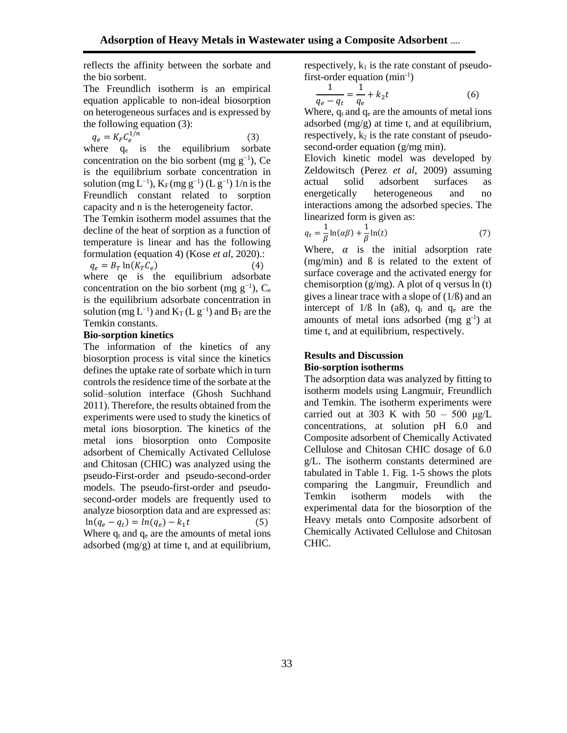reflects the affinity between the sorbate and the bio sorbent.

The Freundlich isotherm is an empirical equation applicable to non-ideal biosorption on heterogeneous surfaces and is expressed by the following equation (3):

$$q_e = K_F C_e^{1/n} \quad (3)$$

where $q_e$ is the equilibrium sorbate concentration on the bio sorbent (mg $g^{-1}$), Ce is the equilibrium sorbate concentration in solution (mg $L^{-1}$), $K_F$ (mg $g^{-1}$) (L $g^{-1}$) 1/n is the Freundlich constant related to sorption capacity and n is the heterogeneity factor.

The Temkin isotherm model assumes that the decline of the heat of sorption as a function of temperature is linear and has the following formulation (equation 4) (Kose *et al*, 2020).:

$$q_e = B_T \ln(K_T C_e) \quad (4)$$

where qe is the equilibrium adsorbate concentration on the bio sorbent (mg $g^{-1}$), $C_e$ is the equilibrium adsorbate concentration in solution (mg $L^{-1}$) and $K_T$ (L $g^{-1}$) and $B_T$ are the Temkin constants.

**Bio-sorption kinetics**

The information of the kinetics of any biosorption process is vital since the kinetics defines the uptake rate of sorbate which in turn controls the residence time of the sorbate at the solid–solution interface (Ghosh Suchhand 2011). Therefore, the results obtained from the experiments were used to study the kinetics of metal ions biosorption. The kinetics of the metal ions biosorption onto Composite adsorbent of Chemically Activated Cellulose and Chitosan (CHIC) was analyzed using the pseudo-First-order and pseudo-second-order models. The pseudo-first-order and pseudo-second-order models are frequently used to analyze biosorption data and are expressed as:

$$\ln(q_e - q_t) = ln(q_e) - k_1 t \quad (5)$$

Where $q_t$ and $q_e$ are the amounts of metal ions adsorbed (mg/g) at time t, and at equilibrium, respectively, $k_1$ is the rate constant of pseudo-first-order equation ($min^{-1}$)

$$\frac{1}{q_e - q_t} = \frac{1}{q_e} + k_2 t \quad (6)$$

Where, $q_t$ and $q_e$ are the amounts of metal ions adsorbed (mg/g) at time t, and at equilibrium, respectively, $k_2$ is the rate constant of pseudo-second-order equation (g/mg min).

Elovich kinetic model was developed by Zeldowitsch (Perez *et al*, 2009) assuming actual solid adsorbent surfaces as energetically heterogeneous and no interactions among the adsorbed species. The linearized form is given as:

$$q_t = \frac{1}{\beta}\ln(\alpha\beta) + \frac{1}{\beta}\ln(t) \quad (7)$$

Where, $\alpha$ is the initial adsorption rate (mg/min) and ß is related to the extent of surface coverage and the activated energy for chemisorption (g/mg). A plot of q versus ln (t) gives a linear trace with a slope of (1/ß) and an intercept of 1/ß ln (aß), $q_t$ and $q_e$ are the amounts of metal ions adsorbed (mg $g^{-1}$) at time t, and at equilibrium, respectively.

## Results and Discussion

**Bio-sorption isotherms**

The adsorption data was analyzed by fitting to isotherm models using Langmuir, Freundlich and Temkin. The isotherm experiments were carried out at 303 K with 50 – 500 μg/L concentrations, at solution pH 6.0 and Composite adsorbent of Chemically Activated Cellulose and Chitosan CHIC dosage of 6.0 g/L. The isotherm constants determined are tabulated in Table 1. Fig. 1-5 shows the plots comparing the Langmuir, Freundlich and Temkin isotherm models with the experimental data for the biosorption of the Heavy metals onto Composite adsorbent of Chemically Activated Cellulose and Chitosan CHIC.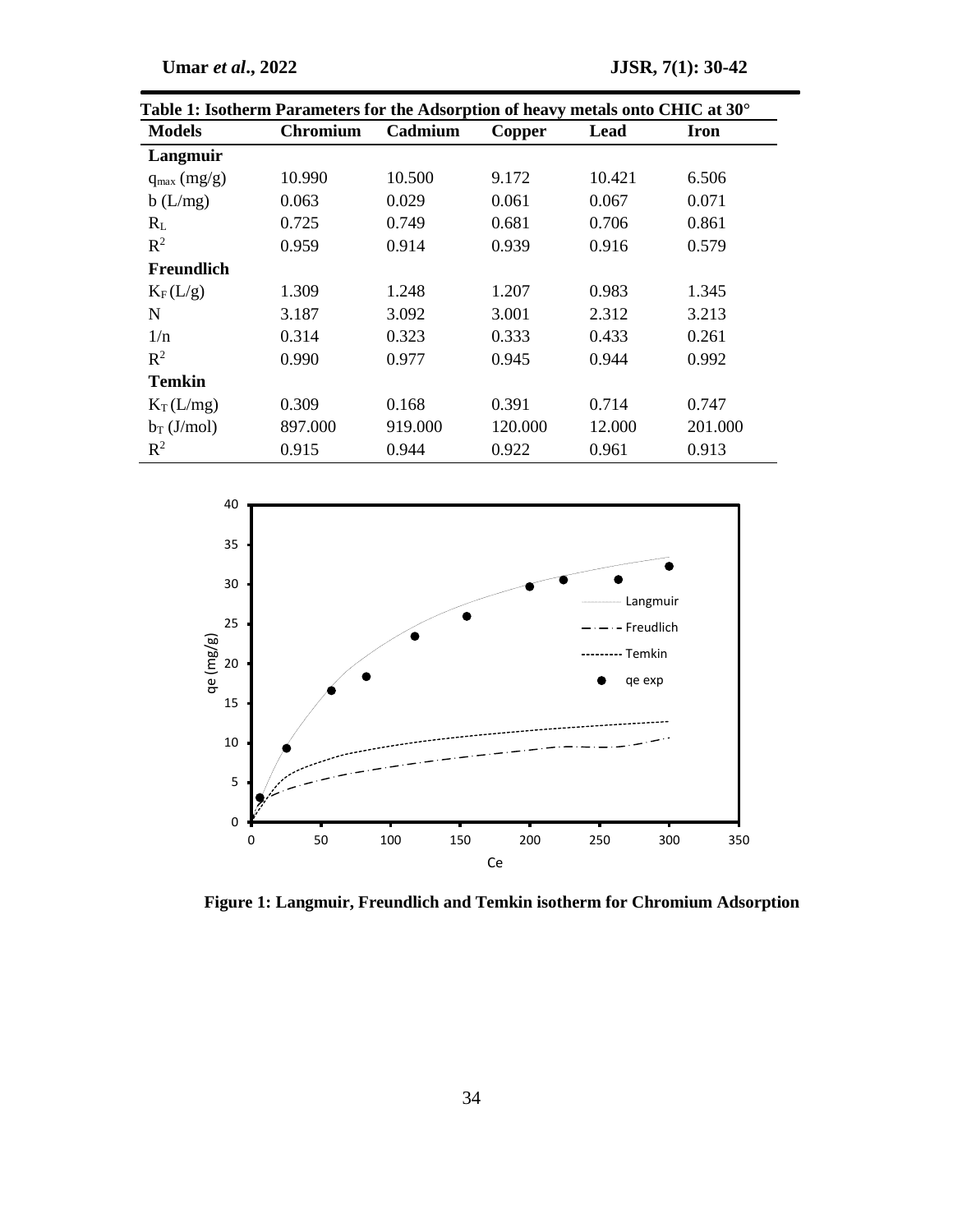**Table 1: Isotherm Parameters for the Adsorption of heavy metals onto CHIC at 30°**

| Models | Chromium | Cadmium | Copper | Lead | Iron |
|---|---|---|---|---|---|
| **Langmuir** | | | | | |
| $q_{max}$ (mg/g) | 10.990 | 10.500 | 9.172 | 10.421 | 6.506 |
| b (L/mg) | 0.063 | 0.029 | 0.061 | 0.067 | 0.071 |
| $R_L$ | 0.725 | 0.749 | 0.681 | 0.706 | 0.861 |
| $R^2$ | 0.959 | 0.914 | 0.939 | 0.916 | 0.579 |
| **Freundlich** | | | | | |
| $K_F$ (L/g) | 1.309 | 1.248 | 1.207 | 0.983 | 1.345 |
| N | 3.187 | 3.092 | 3.001 | 2.312 | 3.213 |
| 1/n | 0.314 | 0.323 | 0.333 | 0.433 | 0.261 |
| $R^2$ | 0.990 | 0.977 | 0.945 | 0.944 | 0.992 |
| **Temkin** | | | | | |
| $K_T$ (L/mg) | 0.309 | 0.168 | 0.391 | 0.714 | 0.747 |
| $b_T$ (J/mol) | 897.000 | 919.000 | 120.000 | 12.000 | 201.000 |
| $R^2$ | 0.915 | 0.944 | 0.922 | 0.961 | 0.913 |

**Figure 1: Langmuir, Freundlich and Temkin isotherm for Chromium Adsorption**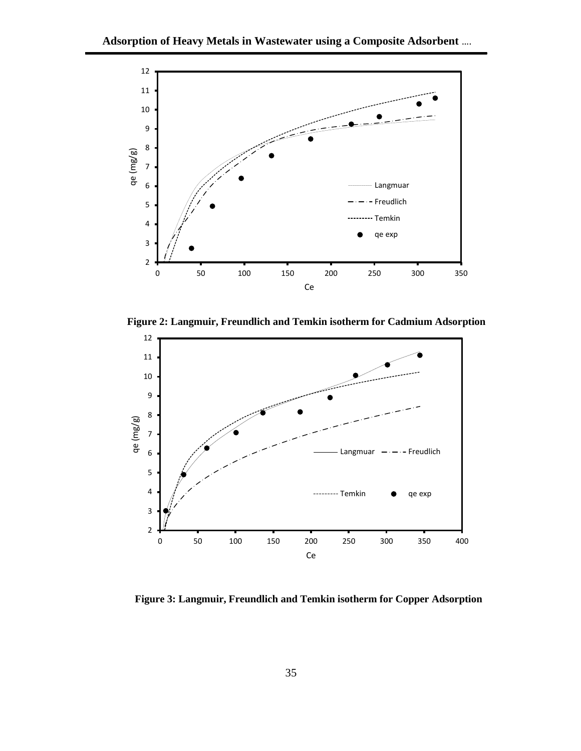Figure 2: Langmuir, Freundlich and Temkin isotherm for Cadmium Adsorption

Figure 3: Langmuir, Freundlich and Temkin isotherm for Copper Adsorption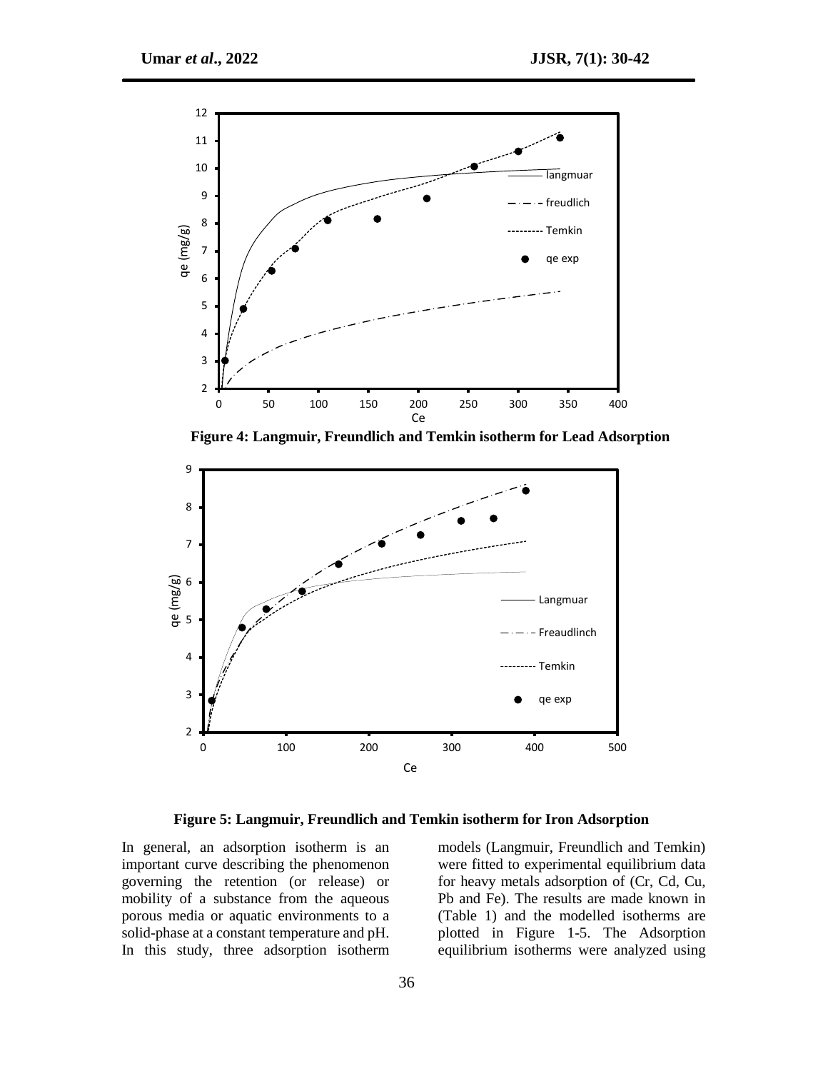**Figure 4: Langmuir, Freundlich and Temkin isotherm for Lead Adsorption**

**Figure 5: Langmuir, Freundlich and Temkin isotherm for Iron Adsorption**

In general, an adsorption isotherm is an important curve describing the phenomenon governing the retention (or release) or mobility of a substance from the aqueous porous media or aquatic environments to a solid-phase at a constant temperature and pH. In this study, three adsorption isotherm models (Langmuir, Freundlich and Temkin) were fitted to experimental equilibrium data for heavy metals adsorption of (Cr, Cd, Cu, Pb and Fe). The results are made known in (Table 1) and the modelled isotherms are plotted in Figure 1-5. The Adsorption equilibrium isotherms were analyzed using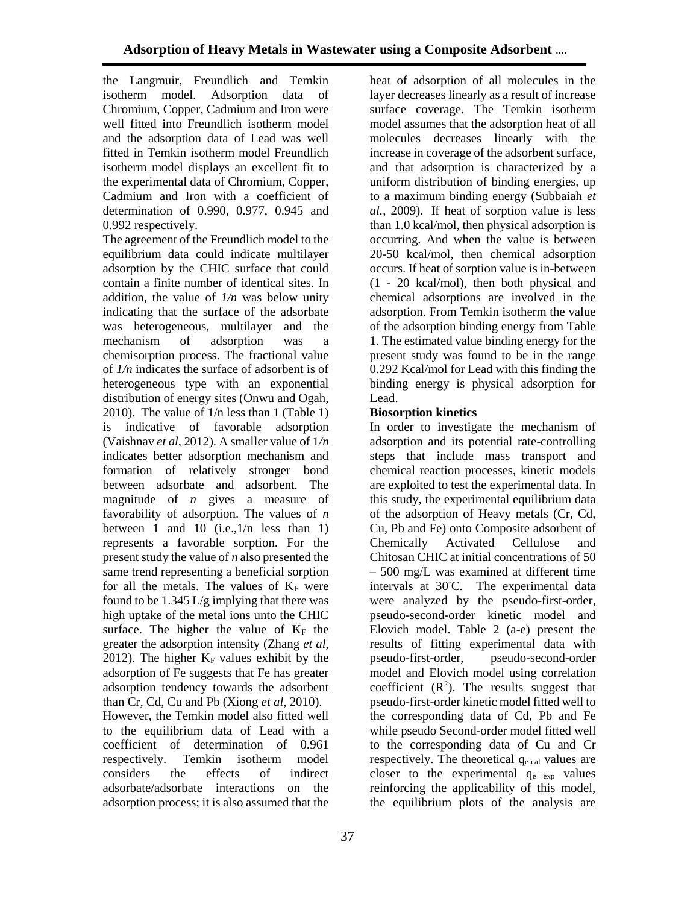the Langmuir, Freundlich and Temkin isotherm model. Adsorption data of Chromium, Copper, Cadmium and Iron were well fitted into Freundlich isotherm model and the adsorption data of Lead was well fitted in Temkin isotherm model Freundlich isotherm model displays an excellent fit to the experimental data of Chromium, Copper, Cadmium and Iron with a coefficient of determination of 0.990, 0.977, 0.945 and 0.992 respectively.

The agreement of the Freundlich model to the equilibrium data could indicate multilayer adsorption by the CHIC surface that could contain a finite number of identical sites. In addition, the value of $1/n$ was below unity indicating that the surface of the adsorbate was heterogeneous, multilayer and the mechanism of adsorption was a chemisorption process. The fractional value of $1/n$ indicates the surface of adsorbent is of heterogeneous type with an exponential distribution of energy sites (Onwu and Ogah, 2010). The value of $1/n$ less than 1 (Table 1) is indicative of favorable adsorption (Vaishnav *et al*, 2012). A smaller value of $1/n$ indicates better adsorption mechanism and formation of relatively stronger bond between adsorbate and adsorbent. The magnitude of $n$ gives a measure of favorability of adsorption. The values of $n$ between 1 and 10 (i.e.,$1/n$ less than 1) represents a favorable sorption. For the present study the value of $n$ also presented the same trend representing a beneficial sorption for all the metals. The values of $K_F$ were found to be 1.345 L/g implying that there was high uptake of the metal ions unto the CHIC surface. The higher the value of $K_F$ the greater the adsorption intensity (Zhang *et al*, 2012). The higher $K_F$ values exhibit by the adsorption of Fe suggests that Fe has greater adsorption tendency towards the adsorbent than Cr, Cd, Cu and Pb (Xiong *et al*, 2010).

However, the Temkin model also fitted well to the equilibrium data of Lead with a coefficient of determination of 0.961 respectively. Temkin isotherm model considers the effects of indirect adsorbate/adsorbate interactions on the adsorption process; it is also assumed that the heat of adsorption of all molecules in the layer decreases linearly as a result of increase surface coverage. The Temkin isotherm model assumes that the adsorption heat of all molecules decreases linearly with the increase in coverage of the adsorbent surface, and that adsorption is characterized by a uniform distribution of binding energies, up to a maximum binding energy (Subbaiah *et al.*, 2009). If heat of sorption value is less than 1.0 kcal/mol, then physical adsorption is occurring. And when the value is between 20-50 kcal/mol, then chemical adsorption occurs. If heat of sorption value is in-between (1 - 20 kcal/mol), then both physical and chemical adsorptions are involved in the adsorption. From Temkin isotherm the value of the adsorption binding energy from Table 1. The estimated value binding energy for the present study was found to be in the range 0.292 Kcal/mol for Lead with this finding the binding energy is physical adsorption for Lead.

**Biosorption kinetics**

In order to investigate the mechanism of adsorption and its potential rate-controlling steps that include mass transport and chemical reaction processes, kinetic models are exploited to test the experimental data. In this study, the experimental equilibrium data of the adsorption of Heavy metals (Cr, Cd, Cu, Pb and Fe) onto Composite adsorbent of Chemically Activated Cellulose and Chitosan CHIC at initial concentrations of 50 – 500 mg/L was examined at different time intervals at 30°C. The experimental data were analyzed by the pseudo-first-order, pseudo-second-order kinetic model and Elovich model. Table 2 (a-e) present the results of fitting experimental data with pseudo-first-order, pseudo-second-order model and Elovich model using correlation coefficient ($R^2$). The results suggest that pseudo-first-order kinetic model fitted well to the corresponding data of Cd, Pb and Fe while pseudo Second-order model fitted well to the corresponding data of Cu and Cr respectively. The theoretical $q_{e\ cal}$ values are closer to the experimental $q_{e\ exp}$ values reinforcing the applicability of this model, the equilibrium plots of the analysis are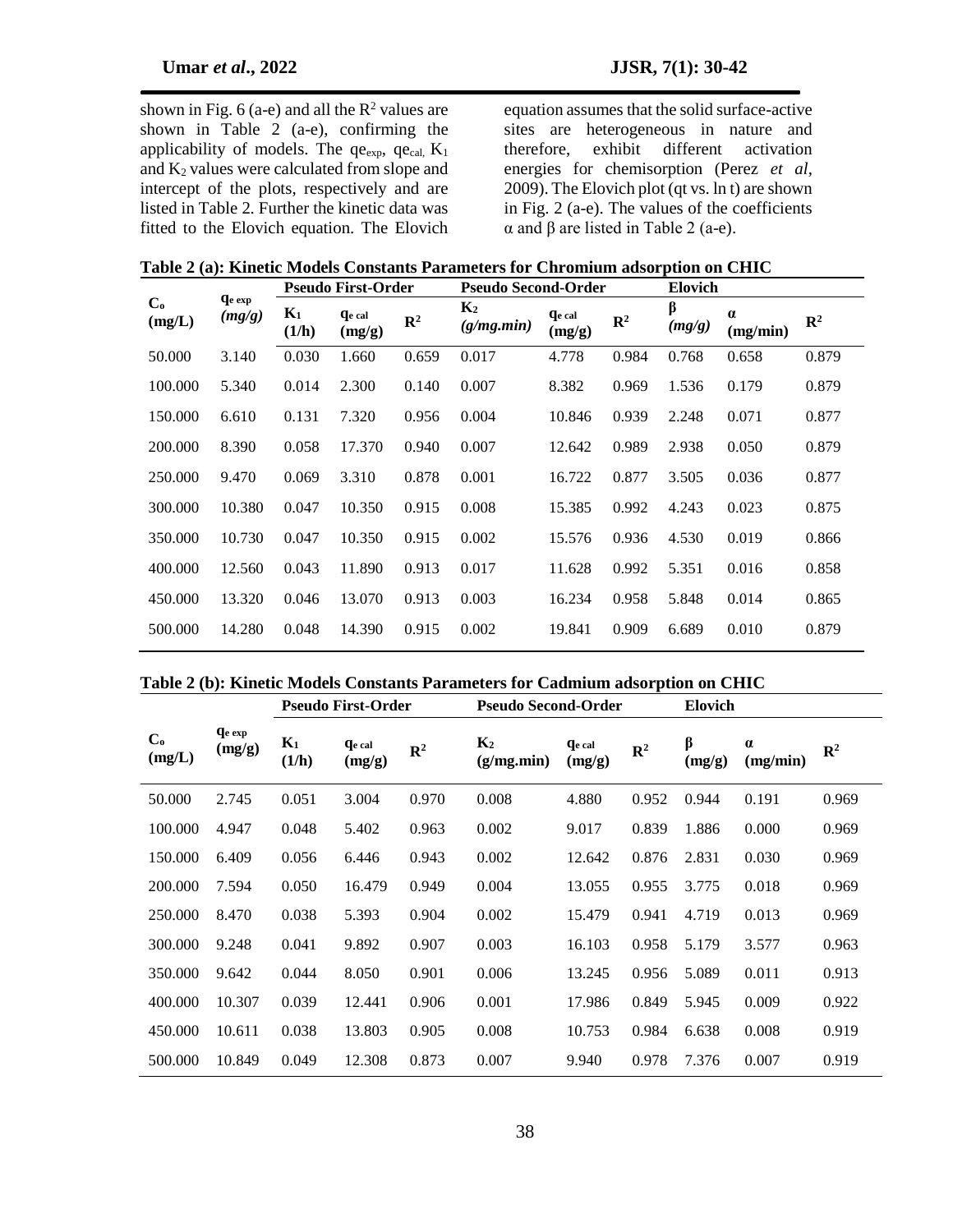shown in Fig. 6 (a-e) and all the $R^2$ values are shown in Table 2 (a-e), confirming the applicability of models. The $qe_{exp}$, $qe_{cal,}$ $K_1$ and $K_2$ values were calculated from slope and intercept of the plots, respectively and are listed in Table 2. Further the kinetic data was fitted to the Elovich equation. The Elovich equation assumes that the solid surface-active sites are heterogeneous in nature and therefore, exhibit different activation energies for chemisorption (Perez *et al*, 2009). The Elovich plot (qt vs. ln t) are shown in Fig. 2 (a-e). The values of the coefficients α and β are listed in Table 2 (a-e).

**Table 2 (a): Kinetic Models Constants Parameters for Chromium adsorption on CHIC**

| | | Pseudo First-Order | | | Pseudo Second-Order | | | Elovich | | |
|---|---|---|---|---|---|---|---|---|---|---|
| $C_o$ (mg/L) | $q_{e\ exp}$ *(mg/g)* | $K_1$ (1/h) | $q_{e\ cal}$ (mg/g) | $R^2$ | $K_2$ *(g/mg.min)* | $q_{e\ cal}$ (mg/g) | $R^2$ | β *(mg/g)* | α (mg/min) | $R^2$ |
| 50.000 | 3.140 | 0.030 | 1.660 | 0.659 | 0.017 | 4.778 | 0.984 | 0.768 | 0.658 | 0.879 |
| 100.000 | 5.340 | 0.014 | 2.300 | 0.140 | 0.007 | 8.382 | 0.969 | 1.536 | 0.179 | 0.879 |
| 150.000 | 6.610 | 0.131 | 7.320 | 0.956 | 0.004 | 10.846 | 0.939 | 2.248 | 0.071 | 0.877 |
| 200.000 | 8.390 | 0.058 | 17.370 | 0.940 | 0.007 | 12.642 | 0.989 | 2.938 | 0.050 | 0.879 |
| 250.000 | 9.470 | 0.069 | 3.310 | 0.878 | 0.001 | 16.722 | 0.877 | 3.505 | 0.036 | 0.877 |
| 300.000 | 10.380 | 0.047 | 10.350 | 0.915 | 0.008 | 15.385 | 0.992 | 4.243 | 0.023 | 0.875 |
| 350.000 | 10.730 | 0.047 | 10.350 | 0.915 | 0.002 | 15.576 | 0.936 | 4.530 | 0.019 | 0.866 |
| 400.000 | 12.560 | 0.043 | 11.890 | 0.913 | 0.017 | 11.628 | 0.992 | 5.351 | 0.016 | 0.858 |
| 450.000 | 13.320 | 0.046 | 13.070 | 0.913 | 0.003 | 16.234 | 0.958 | 5.848 | 0.014 | 0.865 |
| 500.000 | 14.280 | 0.048 | 14.390 | 0.915 | 0.002 | 19.841 | 0.909 | 6.689 | 0.010 | 0.879 |

**Table 2 (b): Kinetic Models Constants Parameters for Cadmium adsorption on CHIC**

| | | Pseudo First-Order | | | Pseudo Second-Order | | | Elovich | | |
|---|---|---|---|---|---|---|---|---|---|---|
| $C_o$ (mg/L) | $q_{e\ exp}$ (mg/g) | $K_1$ (1/h) | $q_{e\ cal}$ (mg/g) | $R^2$ | $K_2$ (g/mg.min) | $q_{e\ cal}$ (mg/g) | $R^2$ | β (mg/g) | α (mg/min) | $R^2$ |
| 50.000 | 2.745 | 0.051 | 3.004 | 0.970 | 0.008 | 4.880 | 0.952 | 0.944 | 0.191 | 0.969 |
| 100.000 | 4.947 | 0.048 | 5.402 | 0.963 | 0.002 | 9.017 | 0.839 | 1.886 | 0.000 | 0.969 |
| 150.000 | 6.409 | 0.056 | 6.446 | 0.943 | 0.002 | 12.642 | 0.876 | 2.831 | 0.030 | 0.969 |
| 200.000 | 7.594 | 0.050 | 16.479 | 0.949 | 0.004 | 13.055 | 0.955 | 3.775 | 0.018 | 0.969 |
| 250.000 | 8.470 | 0.038 | 5.393 | 0.904 | 0.002 | 15.479 | 0.941 | 4.719 | 0.013 | 0.969 |
| 300.000 | 9.248 | 0.041 | 9.892 | 0.907 | 0.003 | 16.103 | 0.958 | 5.179 | 3.577 | 0.963 |
| 350.000 | 9.642 | 0.044 | 8.050 | 0.901 | 0.006 | 13.245 | 0.956 | 5.089 | 0.011 | 0.913 |
| 400.000 | 10.307 | 0.039 | 12.441 | 0.906 | 0.001 | 17.986 | 0.849 | 5.945 | 0.009 | 0.922 |
| 450.000 | 10.611 | 0.038 | 13.803 | 0.905 | 0.008 | 10.753 | 0.984 | 6.638 | 0.008 | 0.919 |
| 500.000 | 10.849 | 0.049 | 12.308 | 0.873 | 0.007 | 9.940 | 0.978 | 7.376 | 0.007 | 0.919 |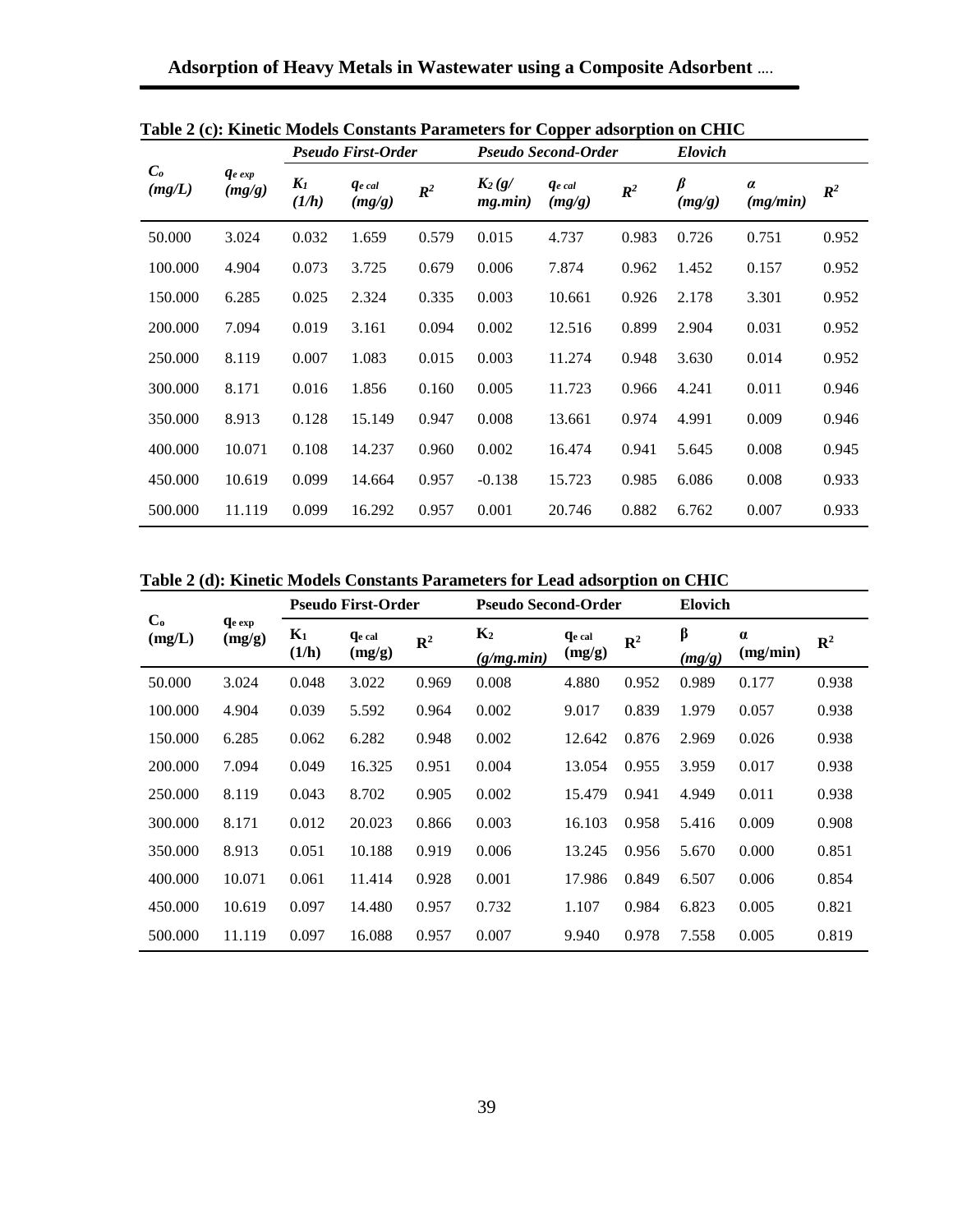**Table 2 (c): Kinetic Models Constants Parameters for Copper adsorption on CHIC**

| $C_o$ (mg/L) | $q_{e\,exp}$ (mg/g) | *Pseudo First-Order* | | | *Pseudo Second-Order* | | | *Elovich* | | |
|---|---|---|---|---|---|---|---|---|---|---|
| | | $K_1$ (1/h) | $q_{e\,cal}$ (mg/g) | $R^2$ | $K_2$ (g/mg.min) | $q_{e\,cal}$ (mg/g) | $R^2$ | $\beta$ (mg/g) | $\alpha$ (mg/min) | $R^2$ |
| 50.000 | 3.024 | 0.032 | 1.659 | 0.579 | 0.015 | 4.737 | 0.983 | 0.726 | 0.751 | 0.952 |
| 100.000 | 4.904 | 0.073 | 3.725 | 0.679 | 0.006 | 7.874 | 0.962 | 1.452 | 0.157 | 0.952 |
| 150.000 | 6.285 | 0.025 | 2.324 | 0.335 | 0.003 | 10.661 | 0.926 | 2.178 | 3.301 | 0.952 |
| 200.000 | 7.094 | 0.019 | 3.161 | 0.094 | 0.002 | 12.516 | 0.899 | 2.904 | 0.031 | 0.952 |
| 250.000 | 8.119 | 0.007 | 1.083 | 0.015 | 0.003 | 11.274 | 0.948 | 3.630 | 0.014 | 0.952 |
| 300.000 | 8.171 | 0.016 | 1.856 | 0.160 | 0.005 | 11.723 | 0.966 | 4.241 | 0.011 | 0.946 |
| 350.000 | 8.913 | 0.128 | 15.149 | 0.947 | 0.008 | 13.661 | 0.974 | 4.991 | 0.009 | 0.946 |
| 400.000 | 10.071 | 0.108 | 14.237 | 0.960 | 0.002 | 16.474 | 0.941 | 5.645 | 0.008 | 0.945 |
| 450.000 | 10.619 | 0.099 | 14.664 | 0.957 | -0.138 | 15.723 | 0.985 | 6.086 | 0.008 | 0.933 |
| 500.000 | 11.119 | 0.099 | 16.292 | 0.957 | 0.001 | 20.746 | 0.882 | 6.762 | 0.007 | 0.933 |

**Table 2 (d): Kinetic Models Constants Parameters for Lead adsorption on CHIC**

| $C_o$ (mg/L) | $q_{e\,exp}$ (mg/g) | **Pseudo First-Order** | | | **Pseudo Second-Order** | | | **Elovich** | | |
|---|---|---|---|---|---|---|---|---|---|---|
| | | $K_1$ (1/h) | $q_{e\,cal}$ (mg/g) | $R^2$ | $K_2$ (g/mg.min) | $q_{e\,cal}$ (mg/g) | $R^2$ | $\beta$ (mg/g) | $\alpha$ (mg/min) | $R^2$ |
| 50.000 | 3.024 | 0.048 | 3.022 | 0.969 | 0.008 | 4.880 | 0.952 | 0.989 | 0.177 | 0.938 |
| 100.000 | 4.904 | 0.039 | 5.592 | 0.964 | 0.002 | 9.017 | 0.839 | 1.979 | 0.057 | 0.938 |
| 150.000 | 6.285 | 0.062 | 6.282 | 0.948 | 0.002 | 12.642 | 0.876 | 2.969 | 0.026 | 0.938 |
| 200.000 | 7.094 | 0.049 | 16.325 | 0.951 | 0.004 | 13.054 | 0.955 | 3.959 | 0.017 | 0.938 |
| 250.000 | 8.119 | 0.043 | 8.702 | 0.905 | 0.002 | 15.479 | 0.941 | 4.949 | 0.011 | 0.938 |
| 300.000 | 8.171 | 0.012 | 20.023 | 0.866 | 0.003 | 16.103 | 0.958 | 5.416 | 0.009 | 0.908 |
| 350.000 | 8.913 | 0.051 | 10.188 | 0.919 | 0.006 | 13.245 | 0.956 | 5.670 | 0.000 | 0.851 |
| 400.000 | 10.071 | 0.061 | 11.414 | 0.928 | 0.001 | 17.986 | 0.849 | 6.507 | 0.006 | 0.854 |
| 450.000 | 10.619 | 0.097 | 14.480 | 0.957 | 0.732 | 1.107 | 0.984 | 6.823 | 0.005 | 0.821 |
| 500.000 | 11.119 | 0.097 | 16.088 | 0.957 | 0.007 | 9.940 | 0.978 | 7.558 | 0.005 | 0.819 |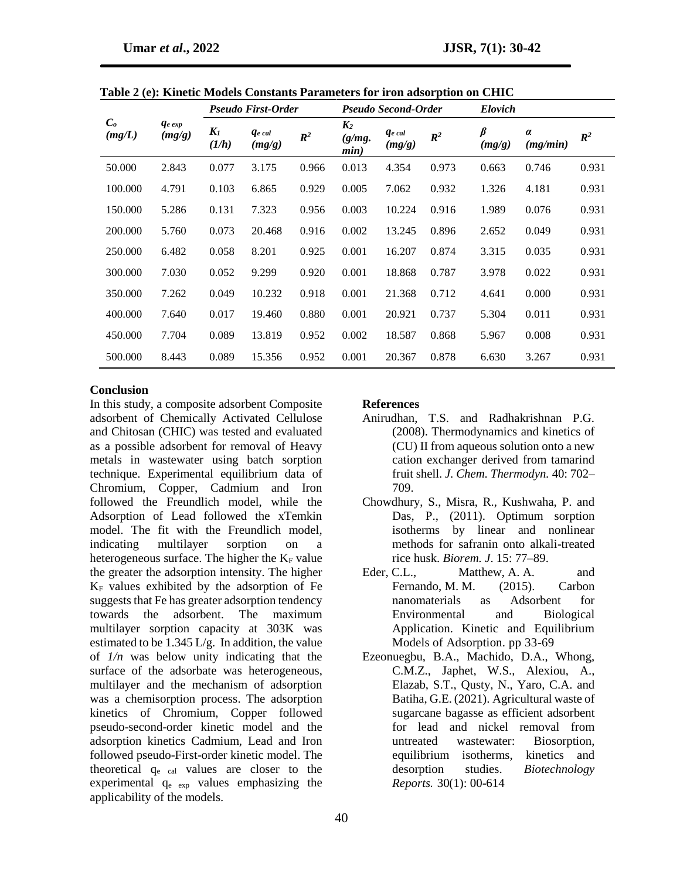**Table 2 (e): Kinetic Models Constants Parameters for iron adsorption on CHIC**

| $C_o$ (mg/L) | $q_{e\,exp}$ (mg/g) | Pseudo First-Order | | | Pseudo Second-Order | | | Elovich | | |
|---|---|---|---|---|---|---|---|---|---|---|
| | | $K_1$ (1/h) | $q_{e\,cal}$ (mg/g) | $R^2$ | $K_2$ (g/mg. min) | $q_{e\,cal}$ (mg/g) | $R^2$ | $\beta$ (mg/g) | $\alpha$ (mg/min) | $R^2$ |
| 50.000 | 2.843 | 0.077 | 3.175 | 0.966 | 0.013 | 4.354 | 0.973 | 0.663 | 0.746 | 0.931 |
| 100.000 | 4.791 | 0.103 | 6.865 | 0.929 | 0.005 | 7.062 | 0.932 | 1.326 | 4.181 | 0.931 |
| 150.000 | 5.286 | 0.131 | 7.323 | 0.956 | 0.003 | 10.224 | 0.916 | 1.989 | 0.076 | 0.931 |
| 200.000 | 5.760 | 0.073 | 20.468 | 0.916 | 0.002 | 13.245 | 0.896 | 2.652 | 0.049 | 0.931 |
| 250.000 | 6.482 | 0.058 | 8.201 | 0.925 | 0.001 | 16.207 | 0.874 | 3.315 | 0.035 | 0.931 |
| 300.000 | 7.030 | 0.052 | 9.299 | 0.920 | 0.001 | 18.868 | 0.787 | 3.978 | 0.022 | 0.931 |
| 350.000 | 7.262 | 0.049 | 10.232 | 0.918 | 0.001 | 21.368 | 0.712 | 4.641 | 0.000 | 0.931 |
| 400.000 | 7.640 | 0.017 | 19.460 | 0.880 | 0.001 | 20.921 | 0.737 | 5.304 | 0.011 | 0.931 |
| 450.000 | 7.704 | 0.089 | 13.819 | 0.952 | 0.002 | 18.587 | 0.868 | 5.967 | 0.008 | 0.931 |
| 500.000 | 8.443 | 0.089 | 15.356 | 0.952 | 0.001 | 20.367 | 0.878 | 6.630 | 3.267 | 0.931 |

## Conclusion

In this study, a composite adsorbent Composite adsorbent of Chemically Activated Cellulose and Chitosan (CHIC) was tested and evaluated as a possible adsorbent for removal of Heavy metals in wastewater using batch sorption technique. Experimental equilibrium data of Chromium, Copper, Cadmium and Iron followed the Freundlich model, while the Adsorption of Lead followed the xTemkin model. The fit with the Freundlich model, indicating multilayer sorption on a heterogeneous surface. The higher the $K_F$ value the greater the adsorption intensity. The higher $K_F$ values exhibited by the adsorption of Fe suggests that Fe has greater adsorption tendency towards the adsorbent. The maximum multilayer sorption capacity at 303K was estimated to be 1.345 L/g. In addition, the value of *1/n* was below unity indicating that the surface of the adsorbate was heterogeneous, multilayer and the mechanism of adsorption was a chemisorption process. The adsorption kinetics of Chromium, Copper followed pseudo-second-order kinetic model and the adsorption kinetics Cadmium, Lead and Iron followed pseudo-First-order kinetic model. The theoretical $q_{e\ cal}$ values are closer to the experimental $q_{e\ exp}$ values emphasizing the applicability of the models.

## References

Anirudhan, T.S. and Radhakrishnan P.G. (2008). Thermodynamics and kinetics of (CU) II from aqueous solution onto a new cation exchanger derived from tamarind fruit shell. *J. Chem. Thermodyn.* 40: 702–709.

Chowdhury, S., Misra, R., Kushwaha, P. and Das, P., (2011). Optimum sorption isotherms by linear and nonlinear methods for safranin onto alkali-treated rice husk. *Biorem. J*. 15: 77–89.

Eder, C.L., Matthew, A. A. and Fernando, M. M. (2015). Carbon nanomaterials as Adsorbent for Environmental and Biological Application. Kinetic and Equilibrium Models of Adsorption. pp 33-69

Ezeonuegbu, B.A., Machido, D.A., Whong, C.M.Z., Japhet, W.S., Alexiou, A., Elazab, S.T., Qusty, N., Yaro, C.A. and Batiha, G.E. (2021). Agricultural waste of sugarcane bagasse as efficient adsorbent for lead and nickel removal from untreated wastewater: Biosorption, equilibrium isotherms, kinetics and desorption studies. *Biotechnology Reports.* 30(1): 00-614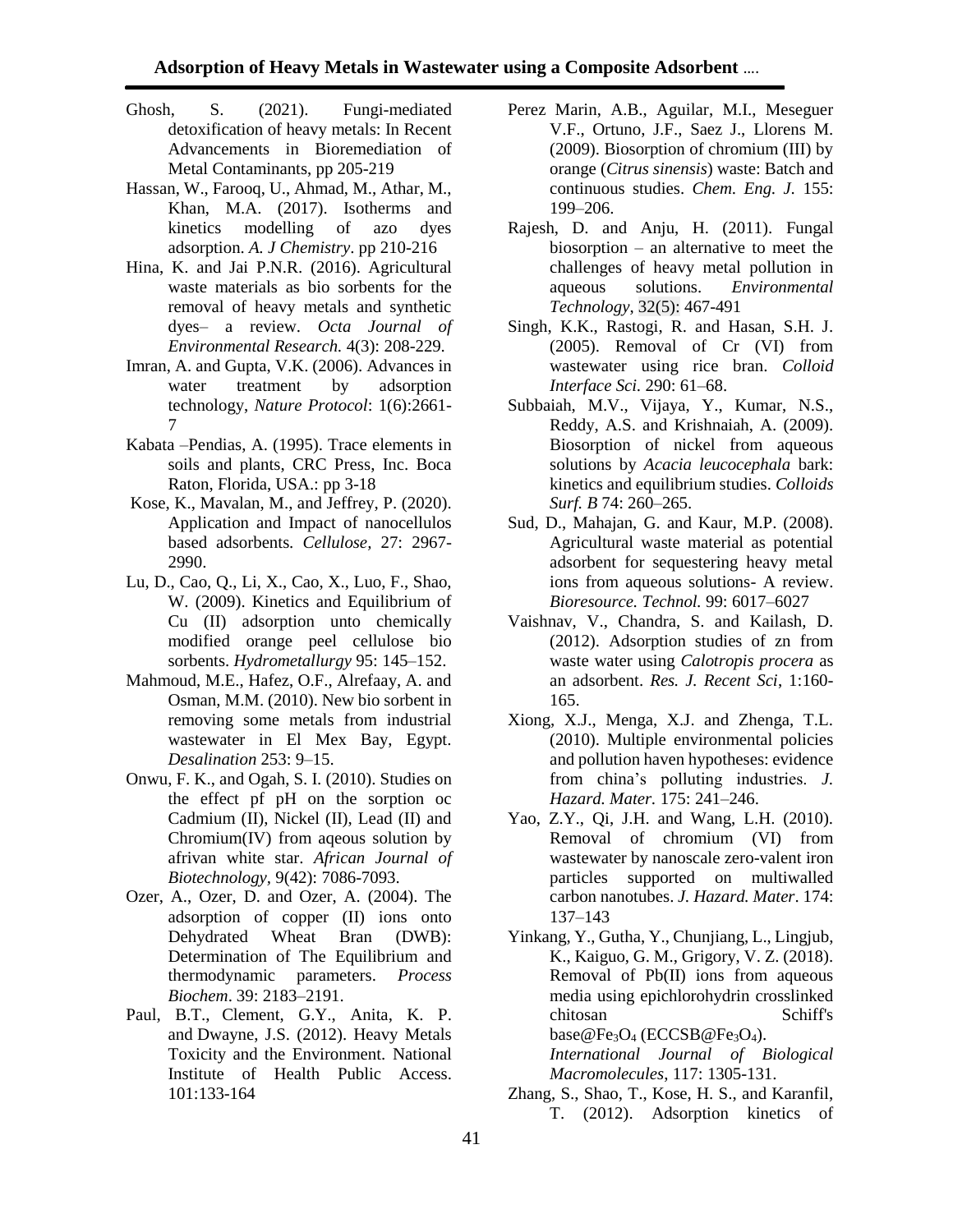Ghosh, S. (2021). Fungi-mediated detoxification of heavy metals: In Recent Advancements in Bioremediation of Metal Contaminants, pp 205-219

Hassan, W., Farooq, U., Ahmad, M., Athar, M., Khan, M.A. (2017). Isotherms and kinetics modelling of azo dyes adsorption. *A. J Chemistry*. pp 210-216

Hina, K. and Jai P.N.R. (2016). Agricultural waste materials as bio sorbents for the removal of heavy metals and synthetic dyes– a review. *Octa Journal of Environmental Research.* 4(3): 208-229.

Imran, A. and Gupta, V.K. (2006). Advances in water treatment by adsorption technology, *Nature Protocol*: 1(6):2661-7

Kabata –Pendias, A. (1995). Trace elements in soils and plants, CRC Press, Inc. Boca Raton, Florida, USA.: pp 3-18

Kose, K., Mavalan, M., and Jeffrey, P. (2020). Application and Impact of nanocellulos based adsorbents*. Cellulose,* 27: 2967-2990.

Lu, D., Cao, Q., Li, X., Cao, X., Luo, F., Shao, W. (2009). Kinetics and Equilibrium of Cu (II) adsorption unto chemically modified orange peel cellulose bio sorbents. *Hydrometallurgy* 95: 145–152.

Mahmoud, M.E., Hafez, O.F., Alrefaay, A. and Osman, M.M. (2010). New bio sorbent in removing some metals from industrial wastewater in El Mex Bay, Egypt. *Desalination* 253: 9–15.

Onwu, F. K., and Ogah, S. I. (2010). Studies on the effect pf pH on the sorption oc Cadmium (II), Nickel (II), Lead (II) and Chromium(IV) from aqeous solution by afrivan white star. *African Journal of Biotechnology*, 9(42): 7086-7093.

Ozer, A., Ozer, D. and Ozer, A. (2004). The adsorption of copper (II) ions onto Dehydrated Wheat Bran (DWB): Determination of The Equilibrium and thermodynamic parameters. *Process Biochem*. 39: 2183–2191.

Paul, B.T., Clement, G.Y., Anita, K. P. and Dwayne, J.S. (2012). Heavy Metals Toxicity and the Environment. National Institute of Health Public Access. 101:133-164

Perez Marin, A.B., Aguilar, M.I., Meseguer V.F., Ortuno, J.F., Saez J., Llorens M. (2009). Biosorption of chromium (III) by orange (*Citrus sinensis*) waste: Batch and continuous studies. *Chem. Eng. J.* 155: 199–206.

Rajesh, D. and Anju, H. (2011). Fungal biosorption – an alternative to meet the challenges of heavy metal pollution in aqueous solutions. *Environmental Technology*, 32(5): 467-491

Singh, K.K., Rastogi, R. and Hasan, S.H. J. (2005). Removal of Cr (VI) from wastewater using rice bran. *Colloid Interface Sci.* 290: 61–68.

Subbaiah, M.V., Vijaya, Y., Kumar, N.S., Reddy, A.S. and Krishnaiah, A. (2009). Biosorption of nickel from aqueous solutions by *Acacia leucocephala* bark: kinetics and equilibrium studies. *Colloids Surf. B* 74: 260–265.

Sud, D., Mahajan, G. and Kaur, M.P. (2008). Agricultural waste material as potential adsorbent for sequestering heavy metal ions from aqueous solutions- A review. *Bioresource. Technol.* 99: 6017–6027

Vaishnav, V., Chandra, S. and Kailash, D. (2012). Adsorption studies of zn from waste water using *Calotropis procera* as an adsorbent. *Res. J. Recent Sci*, 1:160-165.

Xiong, X.J., Menga, X.J. and Zhenga, T.L. (2010). Multiple environmental policies and pollution haven hypotheses: evidence from china's polluting industries. *J. Hazard. Mater.* 175: 241–246.

Yao, Z.Y., Qi, J.H. and Wang, L.H. (2010). Removal of chromium (VI) from wastewater by nanoscale zero-valent iron particles supported on multiwalled carbon nanotubes. *J. Hazard. Mater*. 174: 137–143

Yinkang, Y., Gutha, Y., Chunjiang, L., Lingjub, K., Kaiguo, G. M., Grigory, V. Z. (2018). Removal of Pb(II) ions from aqueous media using epichlorohydrin crosslinked chitosan Schiff's base@$Fe_3O_4$ (ECCSB@$Fe_3O_4$). *International Journal of Biological Macromolecules*, 117: 1305-131.

Zhang, S., Shao, T., Kose, H. S., and Karanfil, T. (2012). Adsorption kinetics of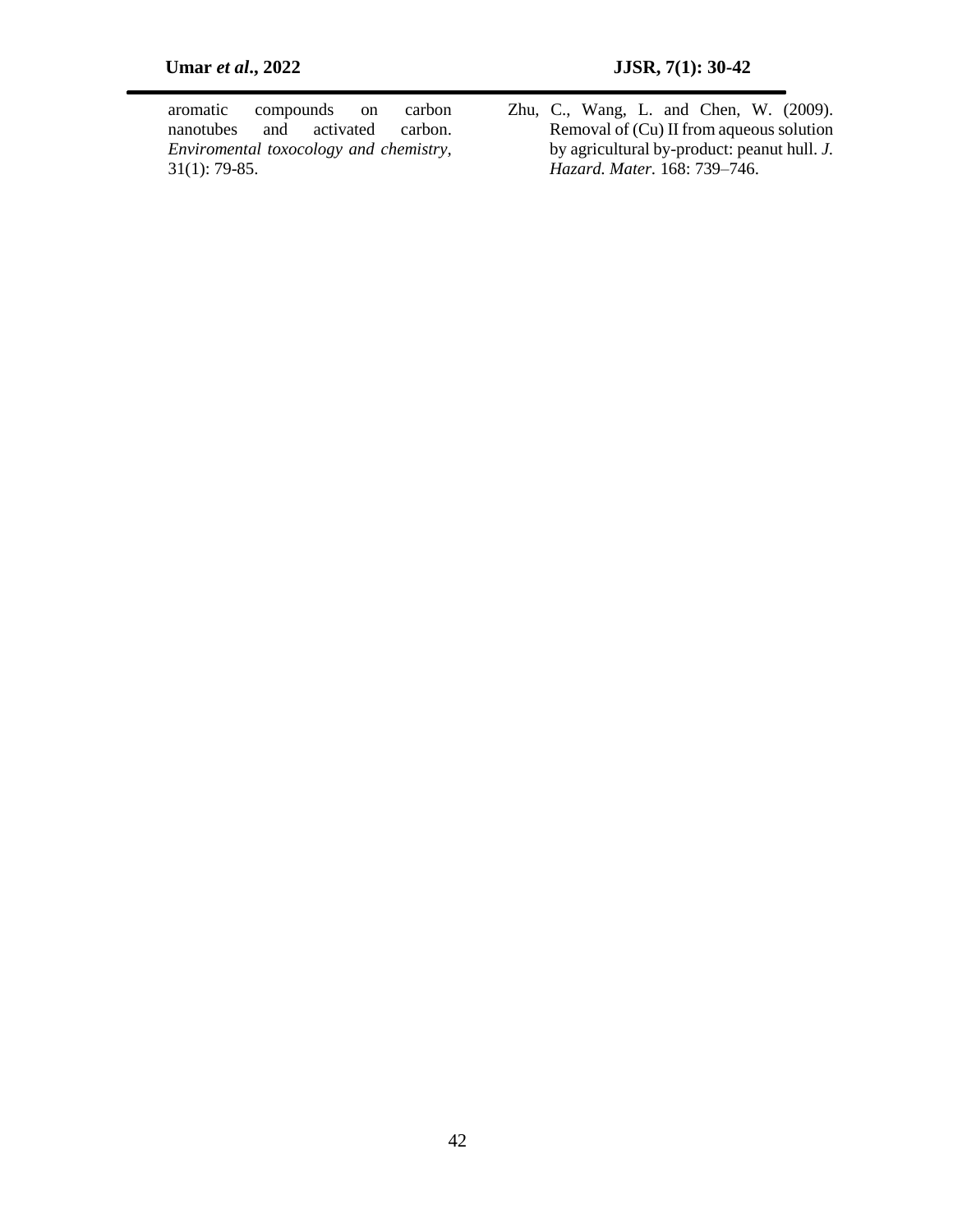aromatic compounds on carbon nanotubes and activated carbon. *Enviromental toxocology and chemistry*, 31(1): 79-85.

Zhu, C., Wang, L. and Chen, W. (2009). Removal of (Cu) II from aqueous solution by agricultural by-product: peanut hull. *J. Hazard. Mater.* 168: 739–746.